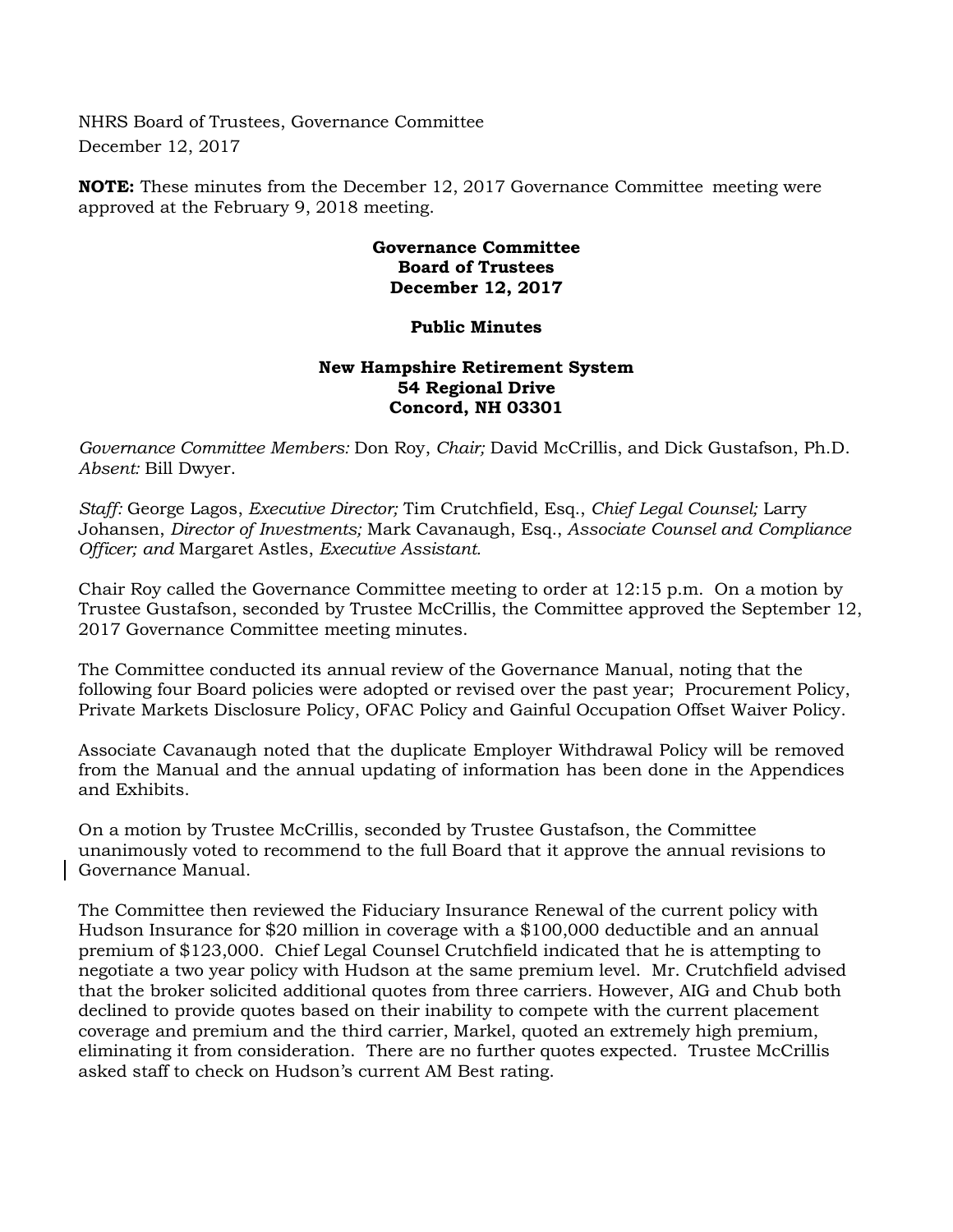NHRS Board of Trustees, Governance Committee
December 12, 2017

**NOTE:** These minutes from the December 12, 2017 Governance Committee meeting were approved at the February 9, 2018 meeting.

**Governance Committee**
**Board of Trustees**
**December 12, 2017**

**Public Minutes**

**New Hampshire Retirement System**
**54 Regional Drive**
**Concord, NH 03301**

*Governance Committee Members:* Don Roy, *Chair;* David McCrillis, and Dick Gustafson, Ph.D. *Absent:* Bill Dwyer.

*Staff:* George Lagos, *Executive Director;* Tim Crutchfield, Esq., *Chief Legal Counsel;* Larry Johansen, *Director of Investments;* Mark Cavanaugh, Esq., *Associate Counsel and Compliance Officer; and* Margaret Astles, *Executive Assistant.*

Chair Roy called the Governance Committee meeting to order at 12:15 p.m. On a motion by Trustee Gustafson, seconded by Trustee McCrillis, the Committee approved the September 12, 2017 Governance Committee meeting minutes.

The Committee conducted its annual review of the Governance Manual, noting that the following four Board policies were adopted or revised over the past year; Procurement Policy, Private Markets Disclosure Policy, OFAC Policy and Gainful Occupation Offset Waiver Policy.

Associate Cavanaugh noted that the duplicate Employer Withdrawal Policy will be removed from the Manual and the annual updating of information has been done in the Appendices and Exhibits.

On a motion by Trustee McCrillis, seconded by Trustee Gustafson, the Committee unanimously voted to recommend to the full Board that it approve the annual revisions to Governance Manual.

The Committee then reviewed the Fiduciary Insurance Renewal of the current policy with Hudson Insurance for $20 million in coverage with a $100,000 deductible and an annual premium of $123,000. Chief Legal Counsel Crutchfield indicated that he is attempting to negotiate a two year policy with Hudson at the same premium level. Mr. Crutchfield advised that the broker solicited additional quotes from three carriers. However, AIG and Chub both declined to provide quotes based on their inability to compete with the current placement coverage and premium and the third carrier, Markel, quoted an extremely high premium, eliminating it from consideration. There are no further quotes expected. Trustee McCrillis asked staff to check on Hudson's current AM Best rating.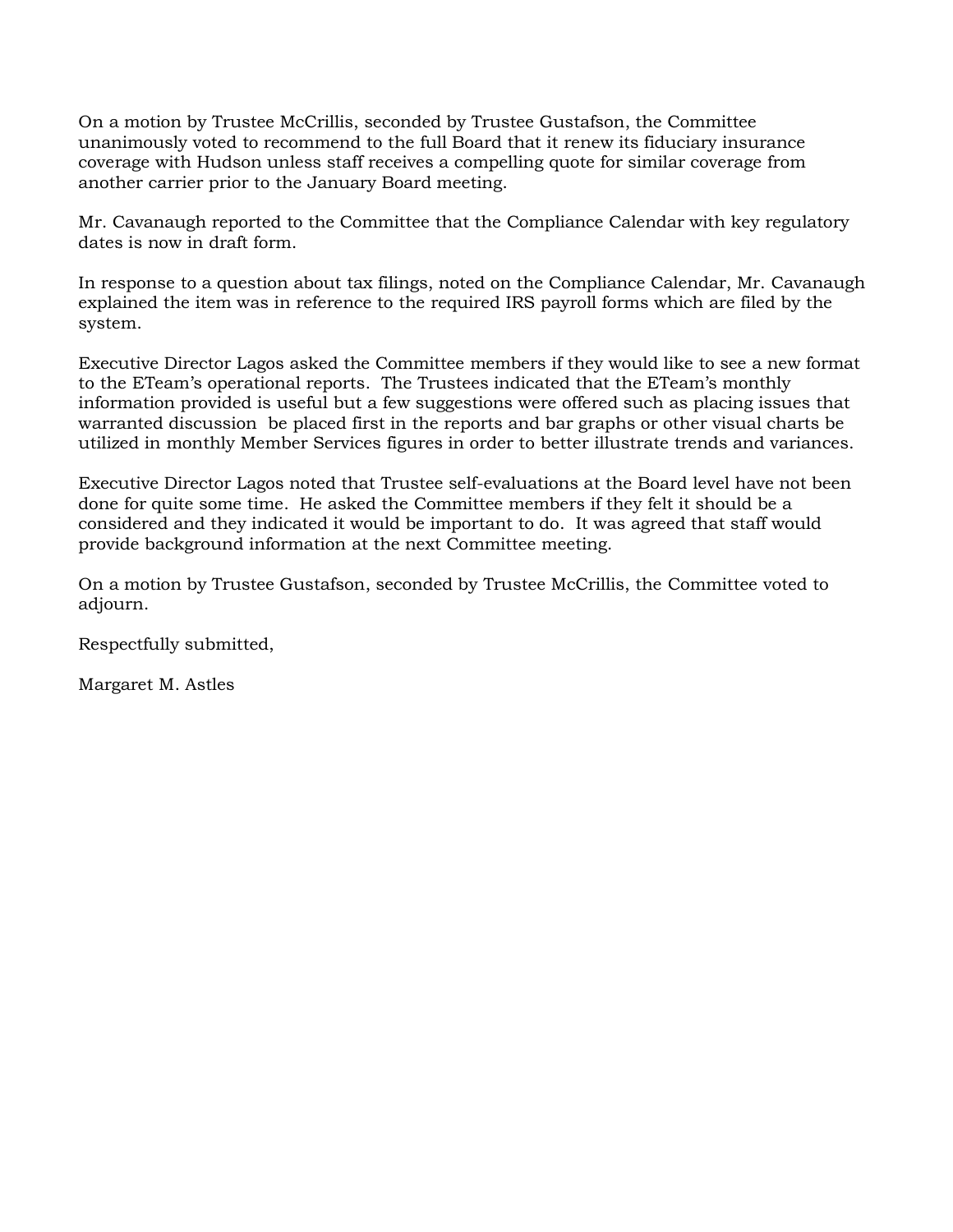On a motion by Trustee McCrillis, seconded by Trustee Gustafson, the Committee unanimously voted to recommend to the full Board that it renew its fiduciary insurance coverage with Hudson unless staff receives a compelling quote for similar coverage from another carrier prior to the January Board meeting.

Mr. Cavanaugh reported to the Committee that the Compliance Calendar with key regulatory dates is now in draft form.

In response to a question about tax filings, noted on the Compliance Calendar, Mr. Cavanaugh explained the item was in reference to the required IRS payroll forms which are filed by the system.

Executive Director Lagos asked the Committee members if they would like to see a new format to the ETeam's operational reports. The Trustees indicated that the ETeam's monthly information provided is useful but a few suggestions were offered such as placing issues that warranted discussion be placed first in the reports and bar graphs or other visual charts be utilized in monthly Member Services figures in order to better illustrate trends and variances.

Executive Director Lagos noted that Trustee self-evaluations at the Board level have not been done for quite some time. He asked the Committee members if they felt it should be a considered and they indicated it would be important to do. It was agreed that staff would provide background information at the next Committee meeting.

On a motion by Trustee Gustafson, seconded by Trustee McCrillis, the Committee voted to adjourn.

Respectfully submitted,

Margaret M. Astles